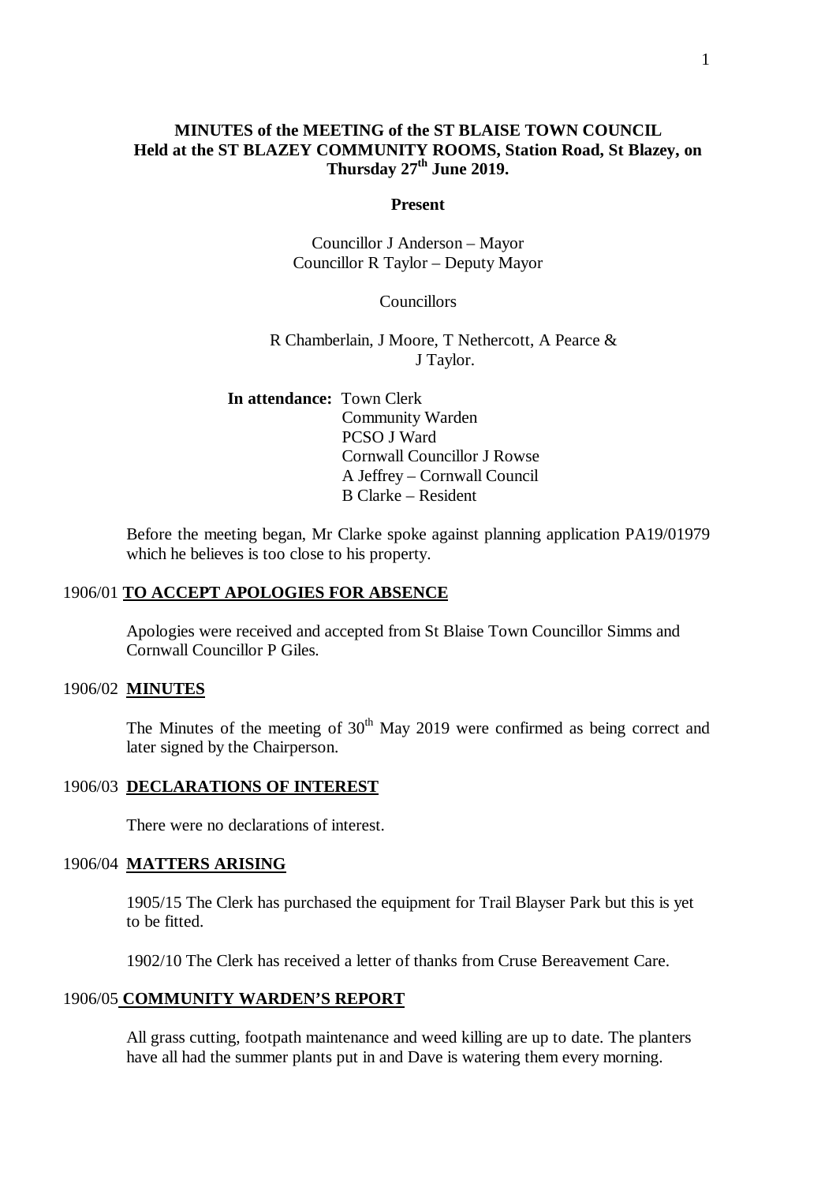# MINUTES of the MEETING of the ST BLAISE TOWN COUNCIL
## Held at the ST BLAZEY COMMUNITY ROOMS, Station Road, St Blazey, on Thursday 27th June 2019.

**Present**

Councillor J Anderson – Mayor
Councillor R Taylor – Deputy Mayor

Councillors

R Chamberlain, J Moore, T Nethercott, A Pearce & J Taylor.

**In attendance:** Town Clerk
Community Warden
PCSO J Ward
Cornwall Councillor J Rowse
A Jeffrey – Cornwall Council
B Clarke – Resident

Before the meeting began, Mr Clarke spoke against planning application PA19/01979 which he believes is too close to his property.

### 1906/01 TO ACCEPT APOLOGIES FOR ABSENCE

Apologies were received and accepted from St Blaise Town Councillor Simms and Cornwall Councillor P Giles.

### 1906/02 MINUTES

The Minutes of the meeting of 30th May 2019 were confirmed as being correct and later signed by the Chairperson.

### 1906/03 DECLARATIONS OF INTEREST

There were no declarations of interest.

### 1906/04 MATTERS ARISING

1905/15 The Clerk has purchased the equipment for Trail Blayser Park but this is yet to be fitted.

1902/10 The Clerk has received a letter of thanks from Cruse Bereavement Care.

### 1906/05 COMMUNITY WARDEN'S REPORT

All grass cutting, footpath maintenance and weed killing are up to date. The planters have all had the summer plants put in and Dave is watering them every morning.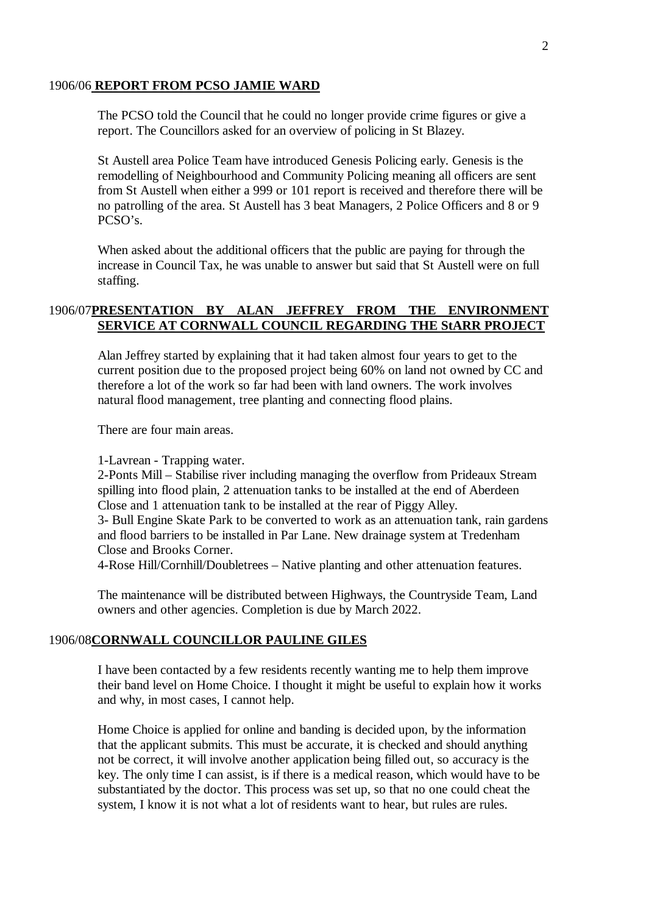## 1906/06 REPORT FROM PCSO JAMIE WARD

The PCSO told the Council that he could no longer provide crime figures or give a report. The Councillors asked for an overview of policing in St Blazey.

St Austell area Police Team have introduced Genesis Policing early. Genesis is the remodelling of Neighbourhood and Community Policing meaning all officers are sent from St Austell when either a 999 or 101 report is received and therefore there will be no patrolling of the area. St Austell has 3 beat Managers, 2 Police Officers and 8 or 9 PCSO's.

When asked about the additional officers that the public are paying for through the increase in Council Tax, he was unable to answer but said that St Austell were on full staffing.

## 1906/07 PRESENTATION BY ALAN JEFFREY FROM THE ENVIRONMENT SERVICE AT CORNWALL COUNCIL REGARDING THE StARR PROJECT

Alan Jeffrey started by explaining that it had taken almost four years to get to the current position due to the proposed project being 60% on land not owned by CC and therefore a lot of the work so far had been with land owners. The work involves natural flood management, tree planting and connecting flood plains.

There are four main areas.

1-Lavrean - Trapping water.
2-Ponts Mill – Stabilise river including managing the overflow from Prideaux Stream spilling into flood plain, 2 attenuation tanks to be installed at the end of Aberdeen Close and 1 attenuation tank to be installed at the rear of Piggy Alley.
3- Bull Engine Skate Park to be converted to work as an attenuation tank, rain gardens and flood barriers to be installed in Par Lane. New drainage system at Tredenham Close and Brooks Corner.
4-Rose Hill/Cornhill/Doubletrees – Native planting and other attenuation features.

The maintenance will be distributed between Highways, the Countryside Team, Land owners and other agencies. Completion is due by March 2022.

## 1906/08 CORNWALL COUNCILLOR PAULINE GILES

I have been contacted by a few residents recently wanting me to help them improve their band level on Home Choice. I thought it might be useful to explain how it works and why, in most cases, I cannot help.

Home Choice is applied for online and banding is decided upon, by the information that the applicant submits. This must be accurate, it is checked and should anything not be correct, it will involve another application being filled out, so accuracy is the key. The only time I can assist, is if there is a medical reason, which would have to be substantiated by the doctor. This process was set up, so that no one could cheat the system, I know it is not what a lot of residents want to hear, but rules are rules.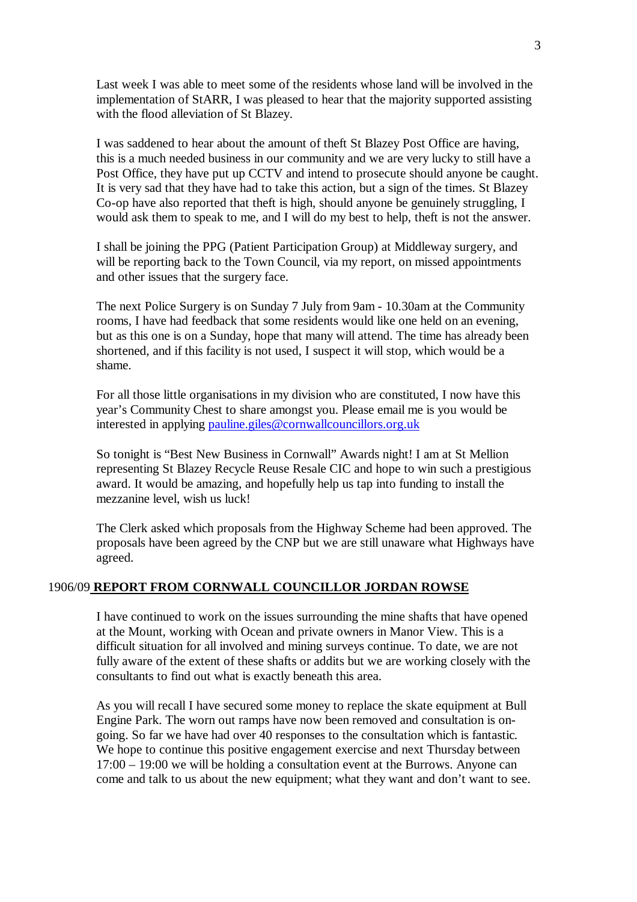Last week I was able to meet some of the residents whose land will be involved in the implementation of StARR, I was pleased to hear that the majority supported assisting with the flood alleviation of St Blazey.

I was saddened to hear about the amount of theft St Blazey Post Office are having, this is a much needed business in our community and we are very lucky to still have a Post Office, they have put up CCTV and intend to prosecute should anyone be caught. It is very sad that they have had to take this action, but a sign of the times. St Blazey Co-op have also reported that theft is high, should anyone be genuinely struggling, I would ask them to speak to me, and I will do my best to help, theft is not the answer.

I shall be joining the PPG (Patient Participation Group) at Middleway surgery, and will be reporting back to the Town Council, via my report, on missed appointments and other issues that the surgery face.

The next Police Surgery is on Sunday 7 July from 9am - 10.30am at the Community rooms, I have had feedback that some residents would like one held on an evening, but as this one is on a Sunday, hope that many will attend. The time has already been shortened, and if this facility is not used, I suspect it will stop, which would be a shame.

For all those little organisations in my division who are constituted, I now have this year's Community Chest to share amongst you. Please email me is you would be interested in applying pauline.giles@cornwallcouncillors.org.uk

So tonight is "Best New Business in Cornwall" Awards night! I am at St Mellion representing St Blazey Recycle Reuse Resale CIC and hope to win such a prestigious award. It would be amazing, and hopefully help us tap into funding to install the mezzanine level, wish us luck!

The Clerk asked which proposals from the Highway Scheme had been approved. The proposals have been agreed by the CNP but we are still unaware what Highways have agreed.

## 1906/09 **REPORT FROM CORNWALL COUNCILLOR JORDAN ROWSE**

I have continued to work on the issues surrounding the mine shafts that have opened at the Mount, working with Ocean and private owners in Manor View. This is a difficult situation for all involved and mining surveys continue. To date, we are not fully aware of the extent of these shafts or addits but we are working closely with the consultants to find out what is exactly beneath this area.

As you will recall I have secured some money to replace the skate equipment at Bull Engine Park. The worn out ramps have now been removed and consultation is on-going. So far we have had over 40 responses to the consultation which is fantastic. We hope to continue this positive engagement exercise and next Thursday between 17:00 – 19:00 we will be holding a consultation event at the Burrows. Anyone can come and talk to us about the new equipment; what they want and don't want to see.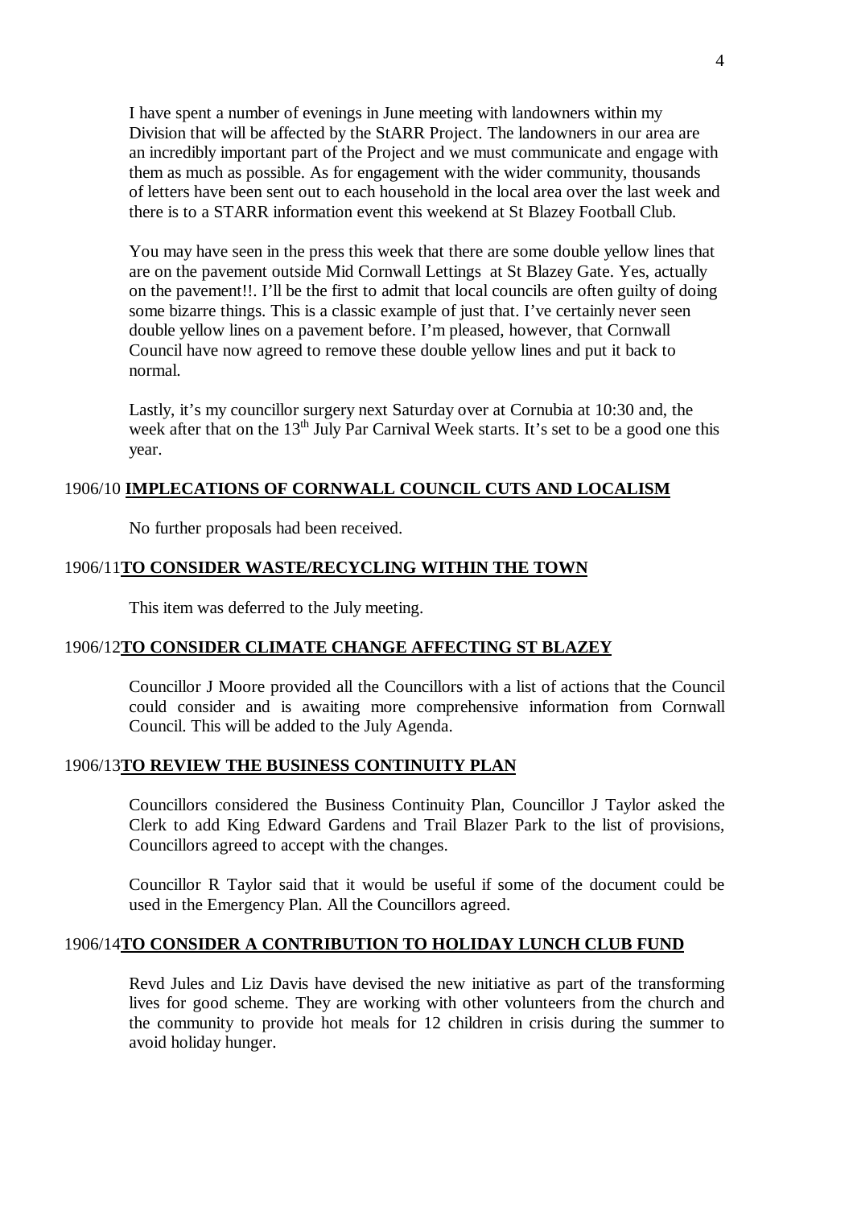I have spent a number of evenings in June meeting with landowners within my Division that will be affected by the StARR Project. The landowners in our area are an incredibly important part of the Project and we must communicate and engage with them as much as possible. As for engagement with the wider community, thousands of letters have been sent out to each household in the local area over the last week and there is to a STARR information event this weekend at St Blazey Football Club.

You may have seen in the press this week that there are some double yellow lines that are on the pavement outside Mid Cornwall Lettings at St Blazey Gate. Yes, actually on the pavement!!. I'll be the first to admit that local councils are often guilty of doing some bizarre things. This is a classic example of just that. I've certainly never seen double yellow lines on a pavement before. I'm pleased, however, that Cornwall Council have now agreed to remove these double yellow lines and put it back to normal.

Lastly, it's my councillor surgery next Saturday over at Cornubia at 10:30 and, the week after that on the 13th July Par Carnival Week starts. It's set to be a good one this year.

1906/10 **IMPLECATIONS OF CORNWALL COUNCIL CUTS AND LOCALISM**

No further proposals had been received.

1906/11 **TO CONSIDER WASTE/RECYCLING WITHIN THE TOWN**

This item was deferred to the July meeting.

1906/12 **TO CONSIDER CLIMATE CHANGE AFFECTING ST BLAZEY**

Councillor J Moore provided all the Councillors with a list of actions that the Council could consider and is awaiting more comprehensive information from Cornwall Council. This will be added to the July Agenda.

1906/13 **TO REVIEW THE BUSINESS CONTINUITY PLAN**

Councillors considered the Business Continuity Plan, Councillor J Taylor asked the Clerk to add King Edward Gardens and Trail Blazer Park to the list of provisions, Councillors agreed to accept with the changes.

Councillor R Taylor said that it would be useful if some of the document could be used in the Emergency Plan. All the Councillors agreed.

1906/14 **TO CONSIDER A CONTRIBUTION TO HOLIDAY LUNCH CLUB FUND**

Revd Jules and Liz Davis have devised the new initiative as part of the transforming lives for good scheme. They are working with other volunteers from the church and the community to provide hot meals for 12 children in crisis during the summer to avoid holiday hunger.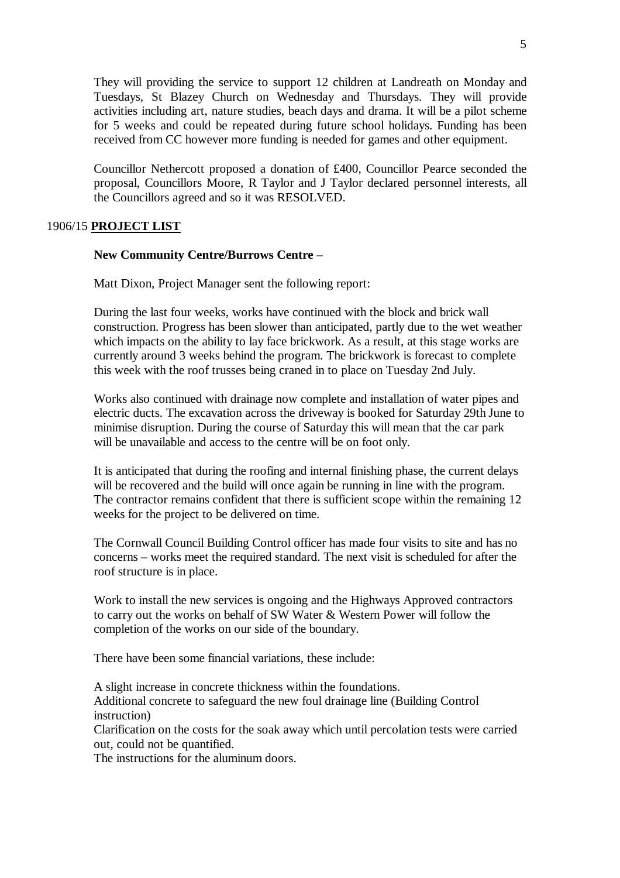They will providing the service to support 12 children at Landreath on Monday and Tuesdays, St Blazey Church on Wednesday and Thursdays. They will provide activities including art, nature studies, beach days and drama. It will be a pilot scheme for 5 weeks and could be repeated during future school holidays. Funding has been received from CC however more funding is needed for games and other equipment.

Councillor Nethercott proposed a donation of £400, Councillor Pearce seconded the proposal, Councillors Moore, R Taylor and J Taylor declared personnel interests, all the Councillors agreed and so it was RESOLVED.

1906/15 **PROJECT LIST**

**New Community Centre/Burrows Centre** –

Matt Dixon, Project Manager sent the following report:

During the last four weeks, works have continued with the block and brick wall construction. Progress has been slower than anticipated, partly due to the wet weather which impacts on the ability to lay face brickwork. As a result, at this stage works are currently around 3 weeks behind the program. The brickwork is forecast to complete this week with the roof trusses being craned in to place on Tuesday 2nd July.

Works also continued with drainage now complete and installation of water pipes and electric ducts. The excavation across the driveway is booked for Saturday 29th June to minimise disruption. During the course of Saturday this will mean that the car park will be unavailable and access to the centre will be on foot only.

It is anticipated that during the roofing and internal finishing phase, the current delays will be recovered and the build will once again be running in line with the program. The contractor remains confident that there is sufficient scope within the remaining 12 weeks for the project to be delivered on time.

The Cornwall Council Building Control officer has made four visits to site and has no concerns – works meet the required standard. The next visit is scheduled for after the roof structure is in place.

Work to install the new services is ongoing and the Highways Approved contractors to carry out the works on behalf of SW Water & Western Power will follow the completion of the works on our side of the boundary.

There have been some financial variations, these include:

A slight increase in concrete thickness within the foundations.
Additional concrete to safeguard the new foul drainage line (Building Control instruction)
Clarification on the costs for the soak away which until percolation tests were carried out, could not be quantified.
The instructions for the aluminum doors.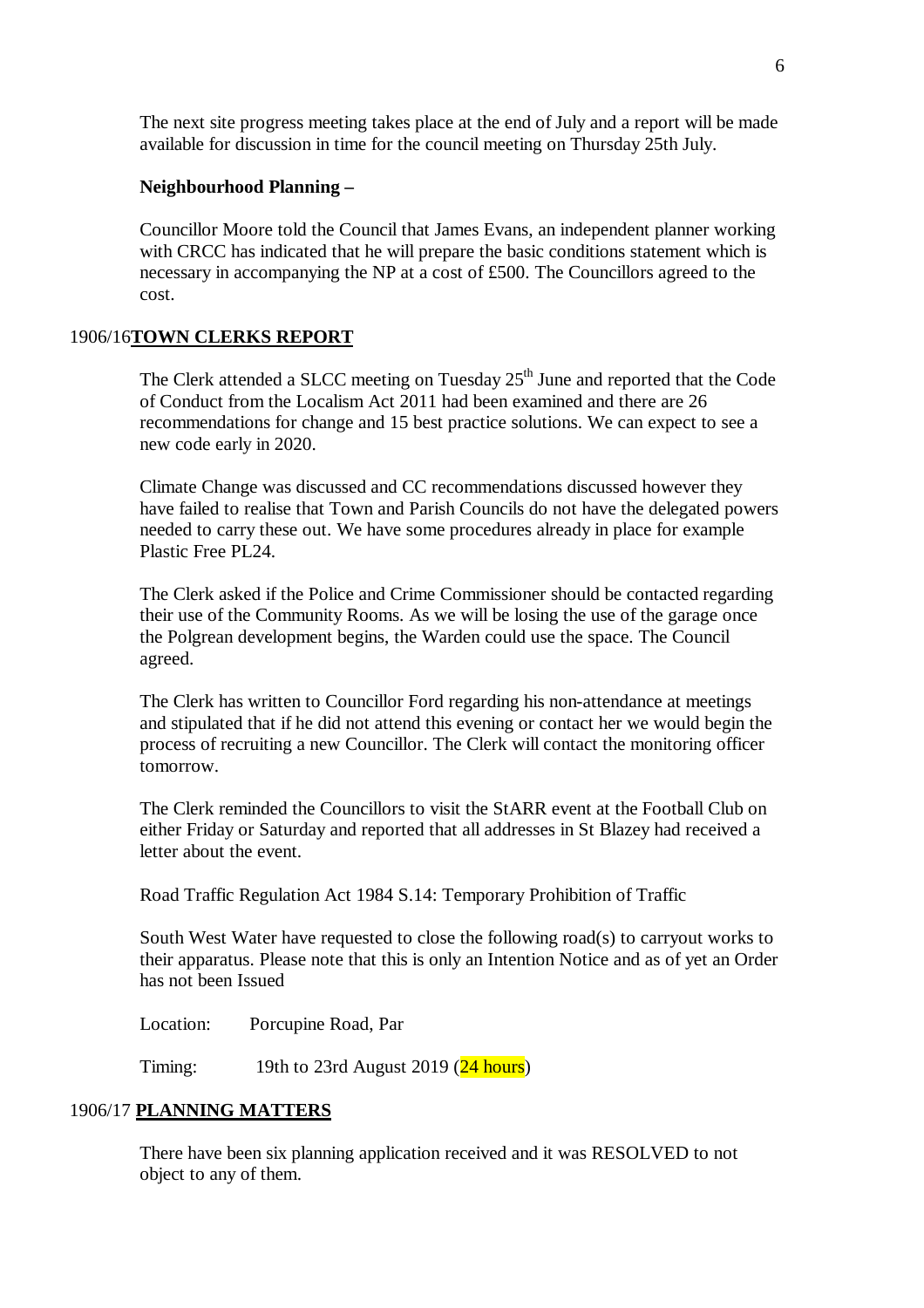The next site progress meeting takes place at the end of July and a report will be made available for discussion in time for the council meeting on Thursday 25th July.

**Neighbourhood Planning –**

Councillor Moore told the Council that James Evans, an independent planner working with CRCC has indicated that he will prepare the basic conditions statement which is necessary in accompanying the NP at a cost of £500. The Councillors agreed to the cost.

1906/16 **TOWN CLERKS REPORT**

The Clerk attended a SLCC meeting on Tuesday 25th June and reported that the Code of Conduct from the Localism Act 2011 had been examined and there are 26 recommendations for change and 15 best practice solutions. We can expect to see a new code early in 2020.

Climate Change was discussed and CC recommendations discussed however they have failed to realise that Town and Parish Councils do not have the delegated powers needed to carry these out. We have some procedures already in place for example Plastic Free PL24.

The Clerk asked if the Police and Crime Commissioner should be contacted regarding their use of the Community Rooms. As we will be losing the use of the garage once the Polgrean development begins, the Warden could use the space. The Council agreed.

The Clerk has written to Councillor Ford regarding his non-attendance at meetings and stipulated that if he did not attend this evening or contact her we would begin the process of recruiting a new Councillor. The Clerk will contact the monitoring officer tomorrow.

The Clerk reminded the Councillors to visit the StARR event at the Football Club on either Friday or Saturday and reported that all addresses in St Blazey had received a letter about the event.

Road Traffic Regulation Act 1984 S.14: Temporary Prohibition of Traffic

South West Water have requested to close the following road(s) to carryout works to their apparatus. Please note that this is only an Intention Notice and as of yet an Order has not been Issued

Location: Porcupine Road, Par

Timing: 19th to 23rd August 2019 (24 hours)

1906/17 **PLANNING MATTERS**

There have been six planning application received and it was RESOLVED to not object to any of them.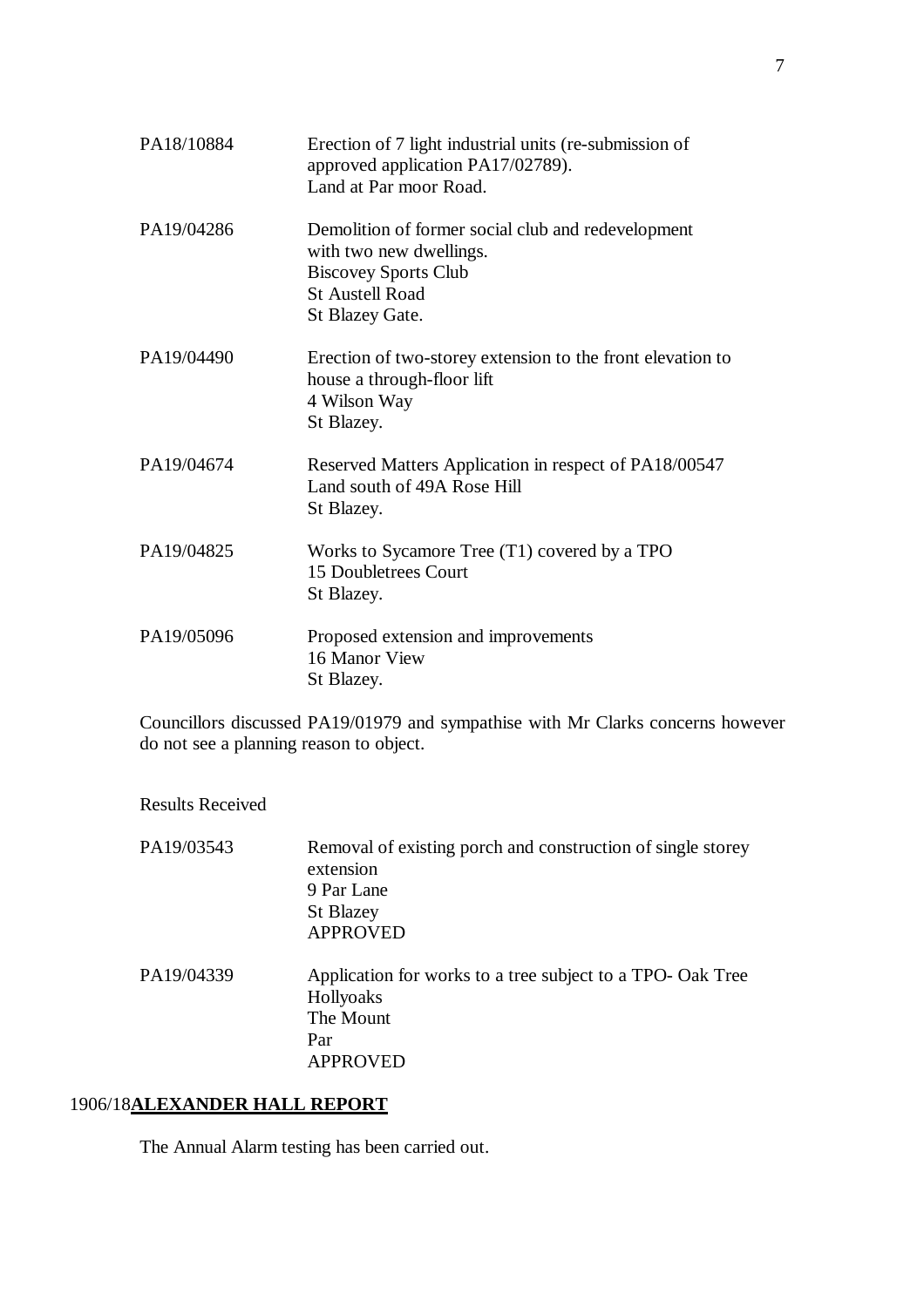| | |
|---|---|
| PA18/10884 | Erection of 7 light industrial units (re-submission of approved application PA17/02789).<br>Land at Par moor Road. |
| PA19/04286 | Demolition of former social club and redevelopment with two new dwellings.<br>Biscovey Sports Club<br>St Austell Road<br>St Blazey Gate. |
| PA19/04490 | Erection of two-storey extension to the front elevation to house a through-floor lift<br>4 Wilson Way<br>St Blazey. |
| PA19/04674 | Reserved Matters Application in respect of PA18/00547<br>Land south of 49A Rose Hill<br>St Blazey. |
| PA19/04825 | Works to Sycamore Tree (T1) covered by a TPO<br>15 Doubletrees Court<br>St Blazey. |
| PA19/05096 | Proposed extension and improvements<br>16 Manor View<br>St Blazey. |

Councillors discussed PA19/01979 and sympathise with Mr Clarks concerns however do not see a planning reason to object.

Results Received

| | |
|---|---|
| PA19/03543 | Removal of existing porch and construction of single storey extension<br>9 Par Lane<br>St Blazey<br>APPROVED |
| PA19/04339 | Application for works to a tree subject to a TPO- Oak Tree<br>Hollyoaks<br>The Mount<br>Par<br>APPROVED |

1906/18 **ALEXANDER HALL REPORT**

The Annual Alarm testing has been carried out.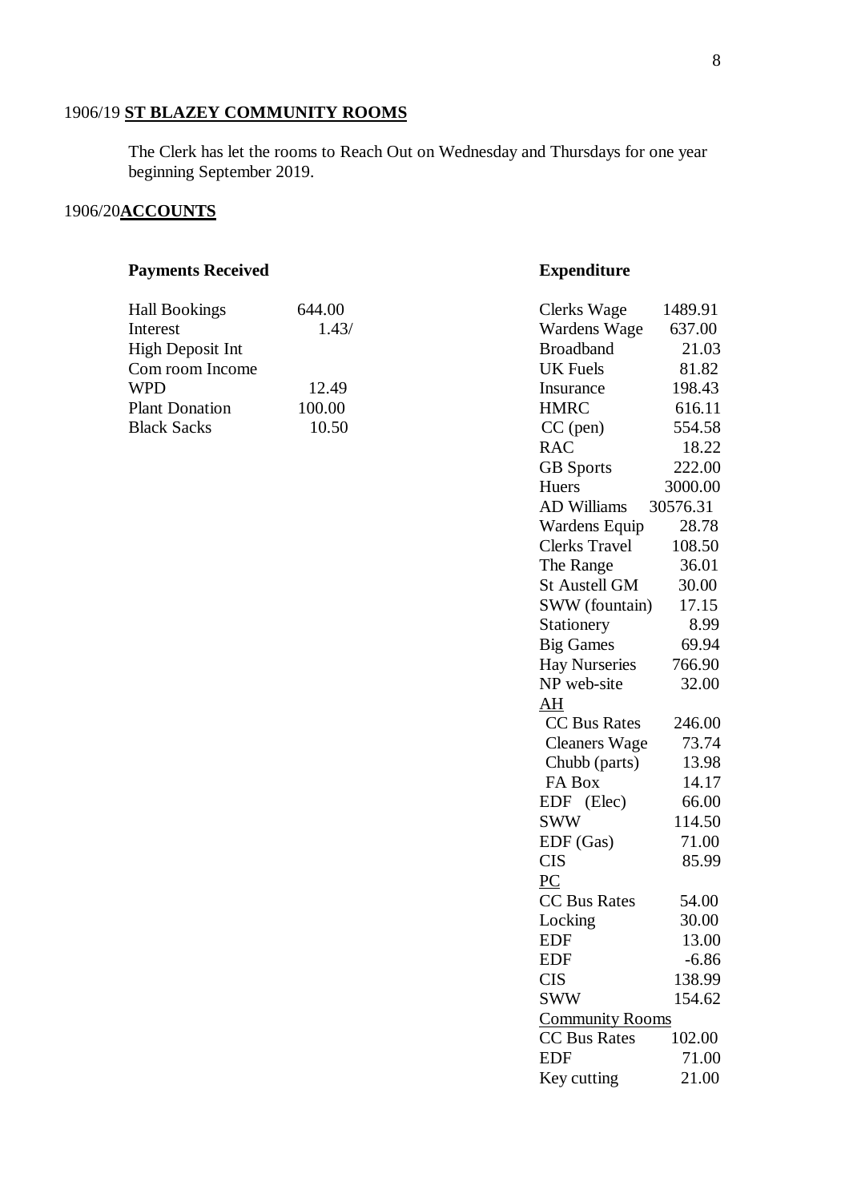1906/19 **ST BLAZEY COMMUNITY ROOMS**

The Clerk has let the rooms to Reach Out on Wednesday and Thursdays for one year beginning September 2019.

1906/20**ACCOUNTS**

**Payments Received**

| Item | Amount |
|---|---|
| Hall Bookings | 644.00 |
| Interest | 1.43/ |
| High Deposit Int | |
| Com room Income | |
| WPD | 12.49 |
| Plant Donation | 100.00 |
| Black Sacks | 10.50 |

**Expenditure**

| Item | Amount |
|---|---|
| Clerks Wage | 1489.91 |
| Wardens Wage | 637.00 |
| Broadband | 21.03 |
| UK Fuels | 81.82 |
| Insurance | 198.43 |
| HMRC | 616.11 |
| CC (pen) | 554.58 |
| RAC | 18.22 |
| GB Sports | 222.00 |
| Huers | 3000.00 |
| AD Williams | 30576.31 |
| Wardens Equip | 28.78 |
| Clerks Travel | 108.50 |
| The Range | 36.01 |
| St Austell GM | 30.00 |
| SWW (fountain) | 17.15 |
| Stationery | 8.99 |
| Big Games | 69.94 |
| Hay Nurseries | 766.90 |
| NP web-site | 32.00 |
| AH | |
| CC Bus Rates | 246.00 |
| Cleaners Wage | 73.74 |
| Chubb (parts) | 13.98 |
| FA Box | 14.17 |
| EDF (Elec) | 66.00 |
| SWW | 114.50 |
| EDF (Gas) | 71.00 |
| CIS | 85.99 |
| PC | |
| CC Bus Rates | 54.00 |
| Locking | 30.00 |
| EDF | 13.00 |
| EDF | -6.86 |
| CIS | 138.99 |
| SWW | 154.62 |
| Community Rooms | |
| CC Bus Rates | 102.00 |
| EDF | 71.00 |
| Key cutting | 21.00 |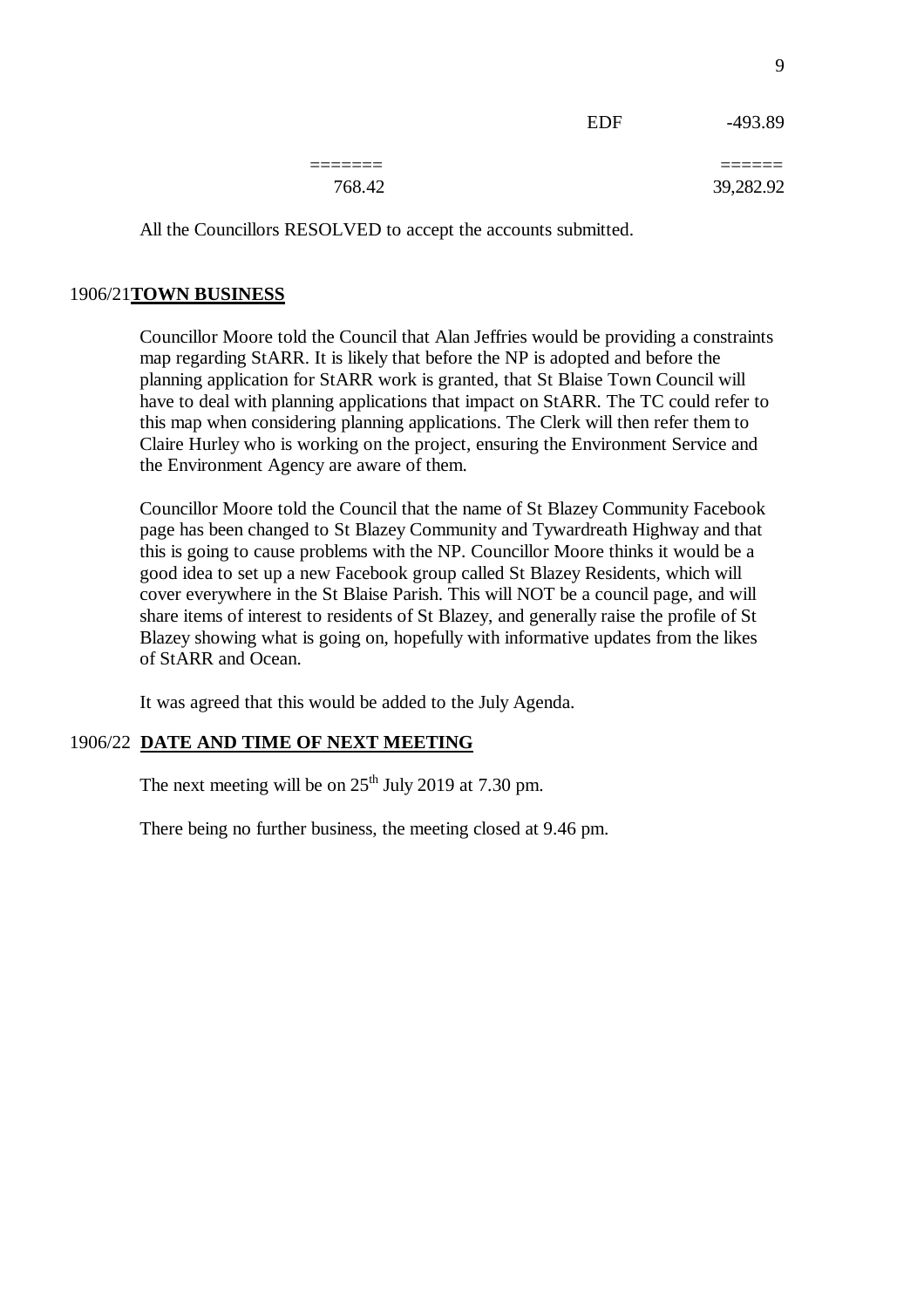| | | | |
|---|---|---|---|
| | | EDF | -493.89 |
| ======= | | | ====== |
| 768.42 | | | 39,282.92 |

All the Councillors RESOLVED to accept the accounts submitted.

## 1906/21 **TOWN BUSINESS**

Councillor Moore told the Council that Alan Jeffries would be providing a constraints map regarding StARR. It is likely that before the NP is adopted and before the planning application for StARR work is granted, that St Blaise Town Council will have to deal with planning applications that impact on StARR. The TC could refer to this map when considering planning applications. The Clerk will then refer them to Claire Hurley who is working on the project, ensuring the Environment Service and the Environment Agency are aware of them.

Councillor Moore told the Council that the name of St Blazey Community Facebook page has been changed to St Blazey Community and Tywardreath Highway and that this is going to cause problems with the NP. Councillor Moore thinks it would be a good idea to set up a new Facebook group called St Blazey Residents, which will cover everywhere in the St Blaise Parish. This will NOT be a council page, and will share items of interest to residents of St Blazey, and generally raise the profile of St Blazey showing what is going on, hopefully with informative updates from the likes of StARR and Ocean.

It was agreed that this would be added to the July Agenda.

## 1906/22 **DATE AND TIME OF NEXT MEETING**

The next meeting will be on 25th July 2019 at 7.30 pm.

There being no further business, the meeting closed at 9.46 pm.